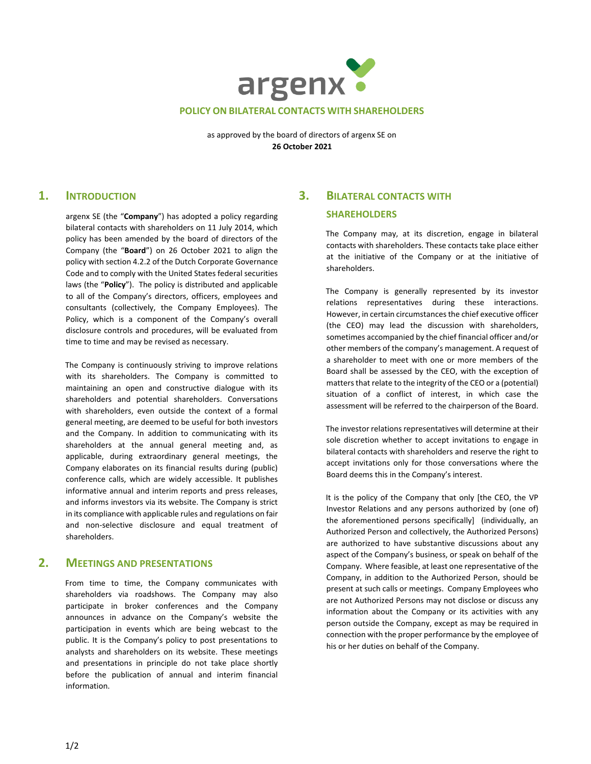# POLICY ON BILATERAL CONTACTS WITH SHAREHOLDERS

as approved by the board of directors of argenx SE on
**26 October 2021**

## 1. Introduction

argenx SE (the "**Company**") has adopted a policy regarding bilateral contacts with shareholders on 11 July 2014, which policy has been amended by the board of directors of the Company (the "**Board**") on 26 October 2021 to align the policy with section 4.2.2 of the Dutch Corporate Governance Code and to comply with the United States federal securities laws (the "**Policy**"). The policy is distributed and applicable to all of the Company's directors, officers, employees and consultants (collectively, the Company Employees). The Policy, which is a component of the Company's overall disclosure controls and procedures, will be evaluated from time to time and may be revised as necessary.

The Company is continuously striving to improve relations with its shareholders. The Company is committed to maintaining an open and constructive dialogue with its shareholders and potential shareholders. Conversations with shareholders, even outside the context of a formal general meeting, are deemed to be useful for both investors and the Company. In addition to communicating with its shareholders at the annual general meeting and, as applicable, during extraordinary general meetings, the Company elaborates on its financial results during (public) conference calls, which are widely accessible. It publishes informative annual and interim reports and press releases, and informs investors via its website. The Company is strict in its compliance with applicable rules and regulations on fair and non-selective disclosure and equal treatment of shareholders.

## 2. Meetings and presentations

From time to time, the Company communicates with shareholders via roadshows. The Company may also participate in broker conferences and the Company announces in advance on the Company's website the participation in events which are being webcast to the public. It is the Company's policy to post presentations to analysts and shareholders on its website. These meetings and presentations in principle do not take place shortly before the publication of annual and interim financial information.

## 3. Bilateral contacts with shareholders

The Company may, at its discretion, engage in bilateral contacts with shareholders. These contacts take place either at the initiative of the Company or at the initiative of shareholders.

The Company is generally represented by its investor relations representatives during these interactions. However, in certain circumstances the chief executive officer (the CEO) may lead the discussion with shareholders, sometimes accompanied by the chief financial officer and/or other members of the company's management. A request of a shareholder to meet with one or more members of the Board shall be assessed by the CEO, with the exception of matters that relate to the integrity of the CEO or a (potential) situation of a conflict of interest, in which case the assessment will be referred to the chairperson of the Board.

The investor relations representatives will determine at their sole discretion whether to accept invitations to engage in bilateral contacts with shareholders and reserve the right to accept invitations only for those conversations where the Board deems this in the Company's interest.

It is the policy of the Company that only [the CEO, the VP Investor Relations and any persons authorized by (one of) the aforementioned persons specifically] (individually, an Authorized Person and collectively, the Authorized Persons) are authorized to have substantive discussions about any aspect of the Company's business, or speak on behalf of the Company. Where feasible, at least one representative of the Company, in addition to the Authorized Person, should be present at such calls or meetings. Company Employees who are not Authorized Persons may not disclose or discuss any information about the Company or its activities with any person outside the Company, except as may be required in connection with the proper performance by the employee of his or her duties on behalf of the Company.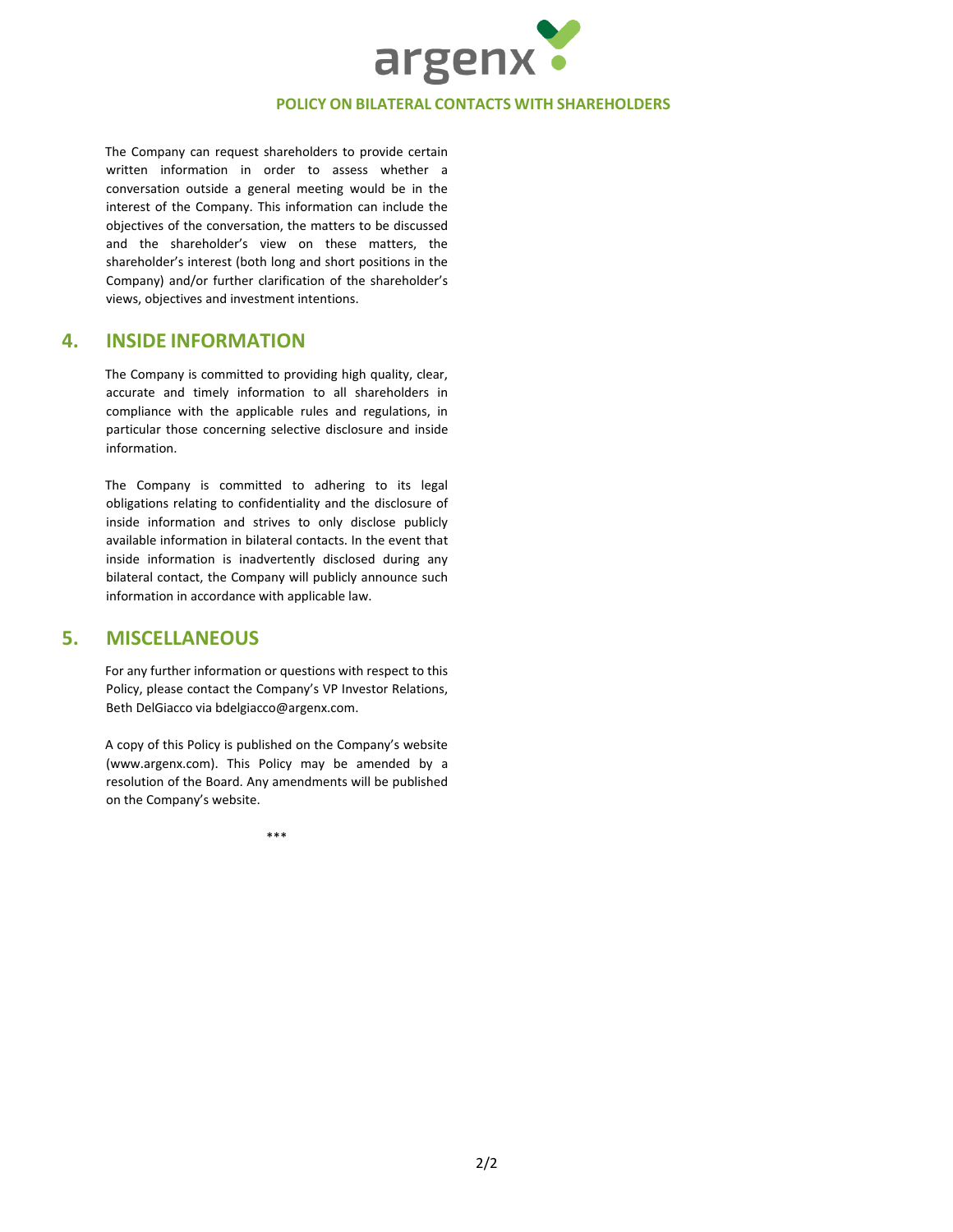The Company can request shareholders to provide certain written information in order to assess whether a conversation outside a general meeting would be in the interest of the Company. This information can include the objectives of the conversation, the matters to be discussed and the shareholder's view on these matters, the shareholder's interest (both long and short positions in the Company) and/or further clarification of the shareholder's views, objectives and investment intentions.

## 4. INSIDE INFORMATION

The Company is committed to providing high quality, clear, accurate and timely information to all shareholders in compliance with the applicable rules and regulations, in particular those concerning selective disclosure and inside information.

The Company is committed to adhering to its legal obligations relating to confidentiality and the disclosure of inside information and strives to only disclose publicly available information in bilateral contacts. In the event that inside information is inadvertently disclosed during any bilateral contact, the Company will publicly announce such information in accordance with applicable law.

## 5. MISCELLANEOUS

For any further information or questions with respect to this Policy, please contact the Company's VP Investor Relations, Beth DelGiacco via bdelgiacco@argenx.com.

A copy of this Policy is published on the Company's website (www.argenx.com). This Policy may be amended by a resolution of the Board. Any amendments will be published on the Company's website.

***